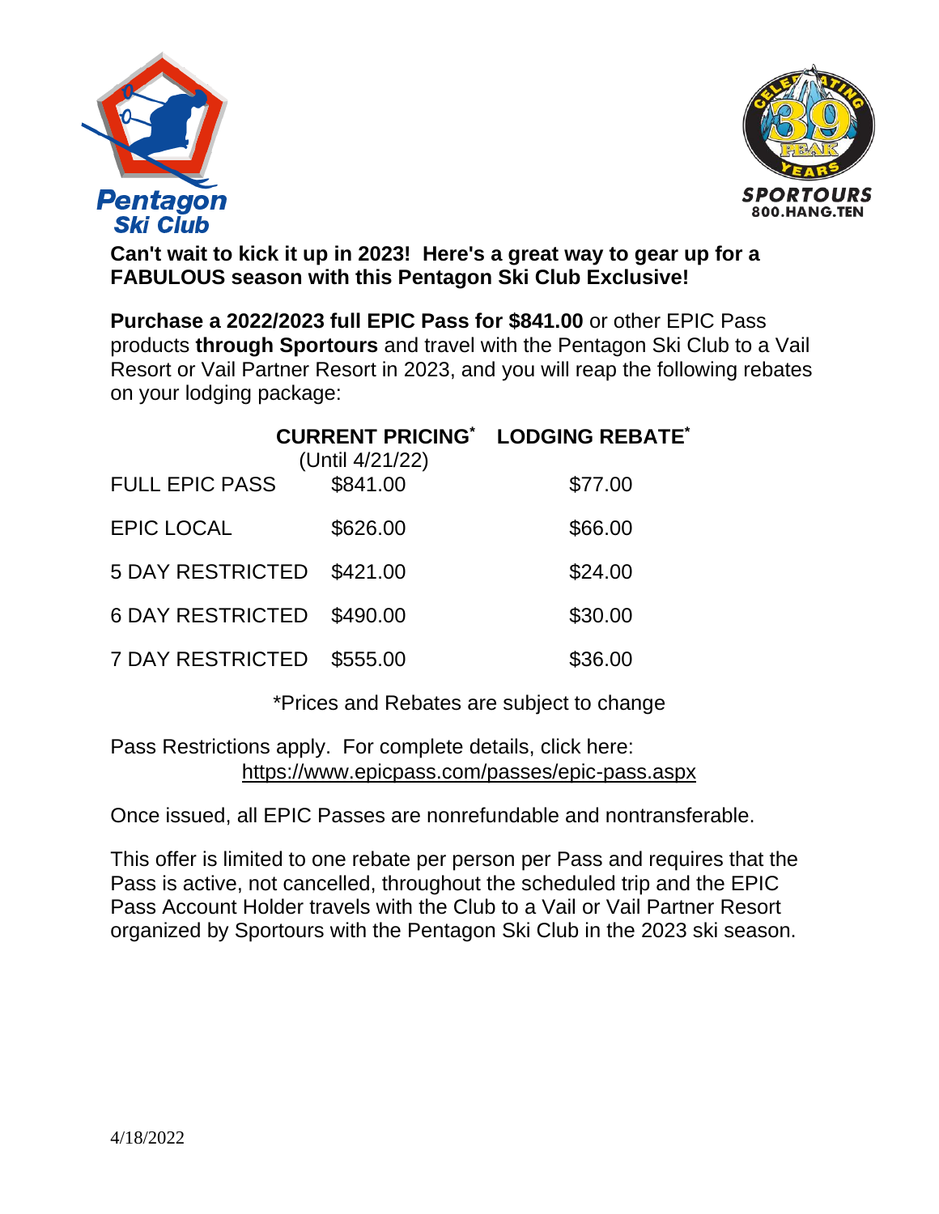Pentagon Ski Club

CELEBRATING 39 PEAK YEARS SPORTOURS 800.HANG.TEN

**Can't wait to kick it up in 2023! Here's a great way to gear up for a FABULOUS season with this Pentagon Ski Club Exclusive!**

**Purchase a 2022/2023 full EPIC Pass for $841.00** or other EPIC Pass products **through Sportours** and travel with the Pentagon Ski Club to a Vail Resort or Vail Partner Resort in 2023, and you will reap the following rebates on your lodging package:

| | **CURRENT PRICING*** (Until 4/21/22) | **LODGING REBATE*** |
|---|---|---|
| FULL EPIC PASS | $841.00 | $77.00 |
| EPIC LOCAL | $626.00 | $66.00 |
| 5 DAY RESTRICTED | $421.00 | $24.00 |
| 6 DAY RESTRICTED | $490.00 | $30.00 |
| 7 DAY RESTRICTED | $555.00 | $36.00 |

*Prices and Rebates are subject to change

Pass Restrictions apply. For complete details, click here: https://www.epicpass.com/passes/epic-pass.aspx

Once issued, all EPIC Passes are nonrefundable and nontransferable.

This offer is limited to one rebate per person per Pass and requires that the Pass is active, not cancelled, throughout the scheduled trip and the EPIC Pass Account Holder travels with the Club to a Vail or Vail Partner Resort organized by Sportours with the Pentagon Ski Club in the 2023 ski season.

4/18/2022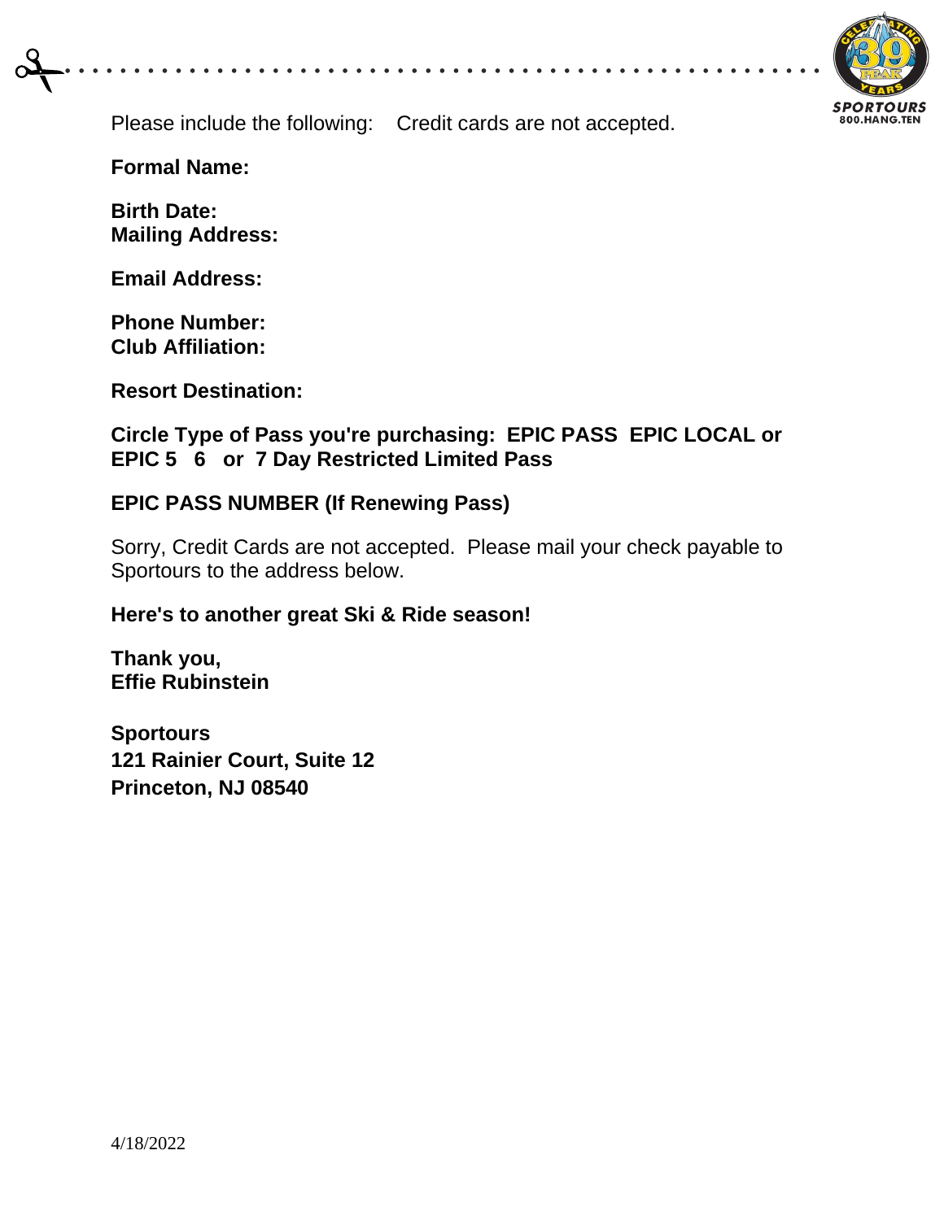Please include the following: Credit cards are not accepted.

**Formal Name:**

**Birth Date:**
**Mailing Address:**

**Email Address:**

**Phone Number:**
**Club Affiliation:**

**Resort Destination:**

**Circle Type of Pass you're purchasing: EPIC PASS EPIC LOCAL or EPIC 5 6 or 7 Day Restricted Limited Pass**

**EPIC PASS NUMBER (If Renewing Pass)**

Sorry, Credit Cards are not accepted. Please mail your check payable to Sportours to the address below.

**Here's to another great Ski & Ride season!**

**Thank you,**
**Effie Rubinstein**

**Sportours**
**121 Rainier Court, Suite 12**
**Princeton, NJ 08540**

4/18/2022